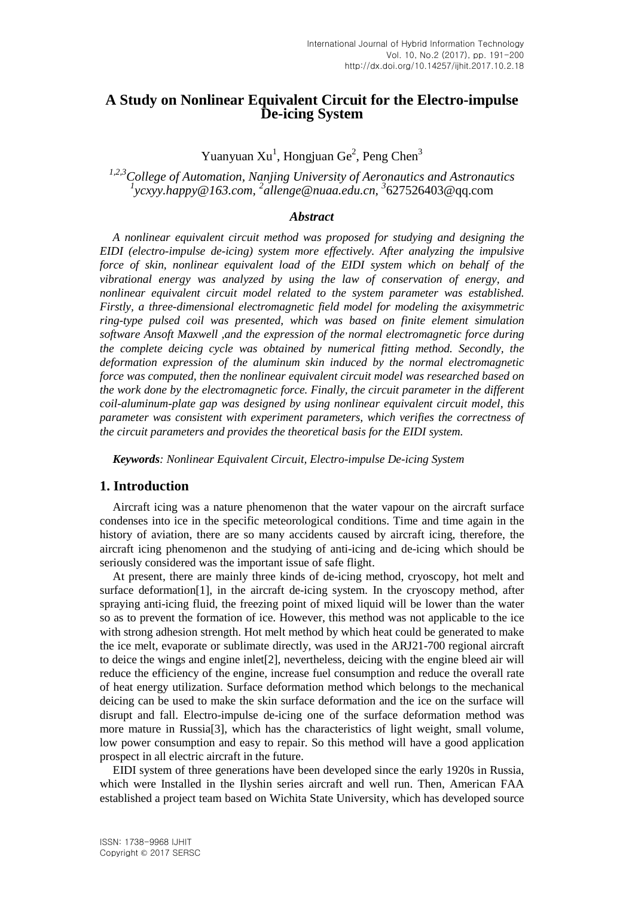# A Study on Nonlinear Equivalent Circuit for the Electro-impulse De-icing System

Yuanyuan Xu[1], Hongjuan Ge[2], Peng Chen[3]

*[1,2,3]College of Automation, Nanjing University of Aeronautics and Astronautics*
*[1]ycxyy.happy@163.com, [2]allenge@nuaa.edu.cn, [3]627526403@qq.com*

### *Abstract*

*A nonlinear equivalent circuit method was proposed for studying and designing the EIDI (electro-impulse de-icing) system more effectively. After analyzing the impulsive force of skin, nonlinear equivalent load of the EIDI system which on behalf of the vibrational energy was analyzed by using the law of conservation of energy, and nonlinear equivalent circuit model related to the system parameter was established. Firstly, a three-dimensional electromagnetic field model for modeling the axisymmetric ring-type pulsed coil was presented, which was based on finite element simulation software Ansoft Maxwell ,and the expression of the normal electromagnetic force during the complete deicing cycle was obtained by numerical fitting method. Secondly, the deformation expression of the aluminum skin induced by the normal electromagnetic force was computed, then the nonlinear equivalent circuit model was researched based on the work done by the electromagnetic force. Finally, the circuit parameter in the different coil-aluminum-plate gap was designed by using nonlinear equivalent circuit model, this parameter was consistent with experiment parameters, which verifies the correctness of the circuit parameters and provides the theoretical basis for the EIDI system.*

***Keywords**: Nonlinear Equivalent Circuit, Electro-impulse De-icing System*

## 1. Introduction

Aircraft icing was a nature phenomenon that the water vapour on the aircraft surface condenses into ice in the specific meteorological conditions. Time and time again in the history of aviation, there are so many accidents caused by aircraft icing, therefore, the aircraft icing phenomenon and the studying of anti-icing and de-icing which should be seriously considered was the important issue of safe flight.

At present, there are mainly three kinds of de-icing method, cryoscopy, hot melt and surface deformation[1], in the aircraft de-icing system. In the cryoscopy method, after spraying anti-icing fluid, the freezing point of mixed liquid will be lower than the water so as to prevent the formation of ice. However, this method was not applicable to the ice with strong adhesion strength. Hot melt method by which heat could be generated to make the ice melt, evaporate or sublimate directly, was used in the ARJ21-700 regional aircraft to deice the wings and engine inlet[2], nevertheless, deicing with the engine bleed air will reduce the efficiency of the engine, increase fuel consumption and reduce the overall rate of heat energy utilization. Surface deformation method which belongs to the mechanical deicing can be used to make the skin surface deformation and the ice on the surface will disrupt and fall. Electro-impulse de-icing one of the surface deformation method was more mature in Russia[3], which has the characteristics of light weight, small volume, low power consumption and easy to repair. So this method will have a good application prospect in all electric aircraft in the future.

EIDI system of three generations have been developed since the early 1920s in Russia, which were Installed in the Ilyshin series aircraft and well run. Then, American FAA established a project team based on Wichita State University, which has developed source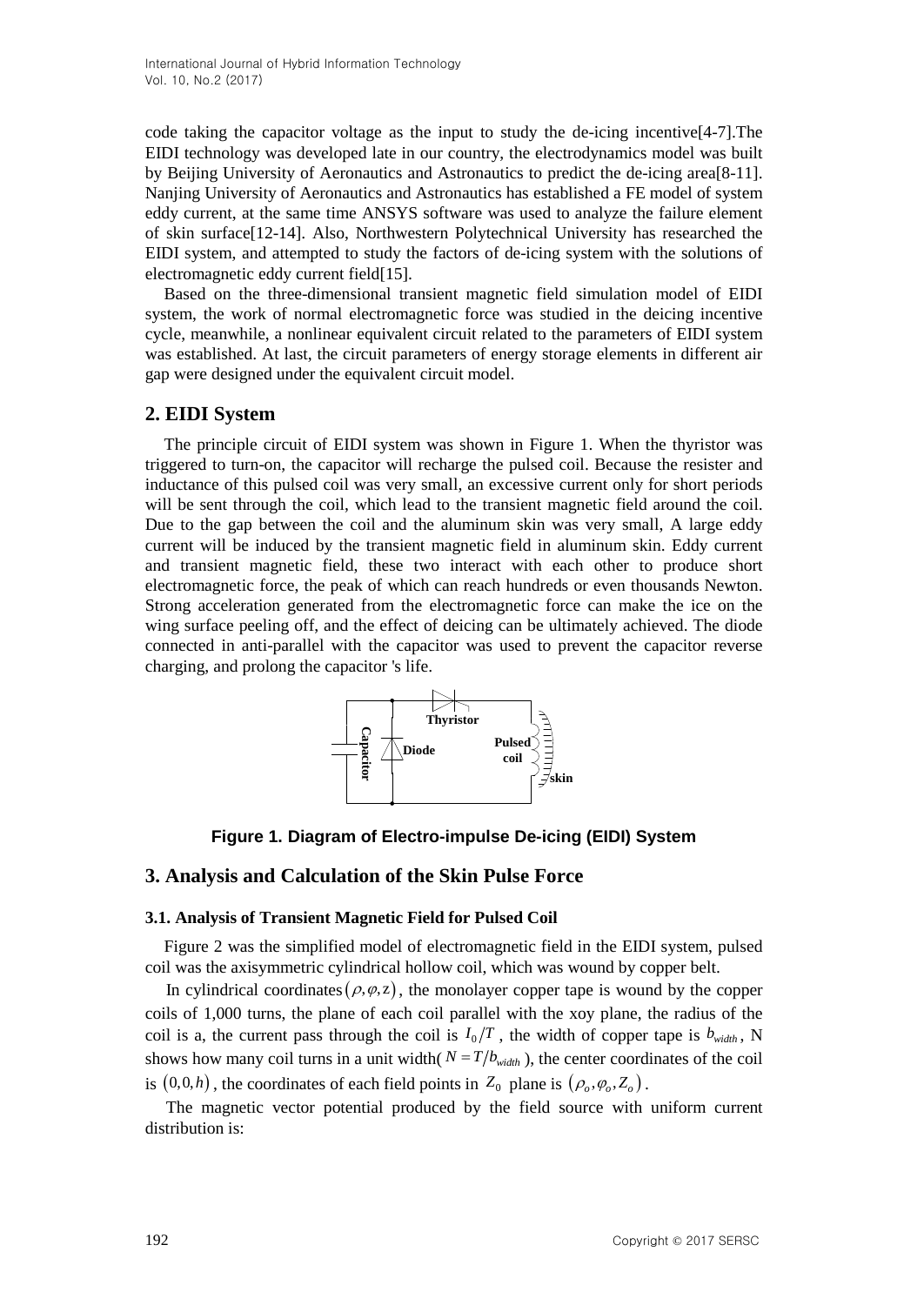code taking the capacitor voltage as the input to study the de-icing incentive[4-7].The EIDI technology was developed late in our country, the electrodynamics model was built by Beijing University of Aeronautics and Astronautics to predict the de-icing area[8-11]. Nanjing University of Aeronautics and Astronautics has established a FE model of system eddy current, at the same time ANSYS software was used to analyze the failure element of skin surface[12-14]. Also, Northwestern Polytechnical University has researched the EIDI system, and attempted to study the factors of de-icing system with the solutions of electromagnetic eddy current field[15].

Based on the three-dimensional transient magnetic field simulation model of EIDI system, the work of normal electromagnetic force was studied in the deicing incentive cycle, meanwhile, a nonlinear equivalent circuit related to the parameters of EIDI system was established. At last, the circuit parameters of energy storage elements in different air gap were designed under the equivalent circuit model.

## 2. EIDI System

The principle circuit of EIDI system was shown in Figure 1. When the thyristor was triggered to turn-on, the capacitor will recharge the pulsed coil. Because the resister and inductance of this pulsed coil was very small, an excessive current only for short periods will be sent through the coil, which lead to the transient magnetic field around the coil. Due to the gap between the coil and the aluminum skin was very small, A large eddy current will be induced by the transient magnetic field in aluminum skin. Eddy current and transient magnetic field, these two interact with each other to produce short electromagnetic force, the peak of which can reach hundreds or even thousands Newton. Strong acceleration generated from the electromagnetic force can make the ice on the wing surface peeling off, and the effect of deicing can be ultimately achieved. The diode connected in anti-parallel with the capacitor was used to prevent the capacitor reverse charging, and prolong the capacitor 's life.

Capacitor, Diode, Thyristor, Pulsed coil, skin

**Figure 1. Diagram of Electro-impulse De-icing (EIDI) System**

## 3. Analysis and Calculation of the Skin Pulse Force

### 3.1. Analysis of Transient Magnetic Field for Pulsed Coil

Figure 2 was the simplified model of electromagnetic field in the EIDI system, pulsed coil was the axisymmetric cylindrical hollow coil, which was wound by copper belt.

In cylindrical coordinates $(\rho, \varphi, z)$, the monolayer copper tape is wound by the copper coils of 1,000 turns, the plane of each coil parallel with the xoy plane, the radius of the coil is a, the current pass through the coil is $I_0/T$, the width of copper tape is $b_{width}$, N shows how many coil turns in a unit width( $N = T/b_{width}$ ), the center coordinates of the coil is $(0,0,h)$, the coordinates of each field points in $Z_0$ plane is $(\rho_o, \varphi_o, Z_o)$.

The magnetic vector potential produced by the field source with uniform current distribution is: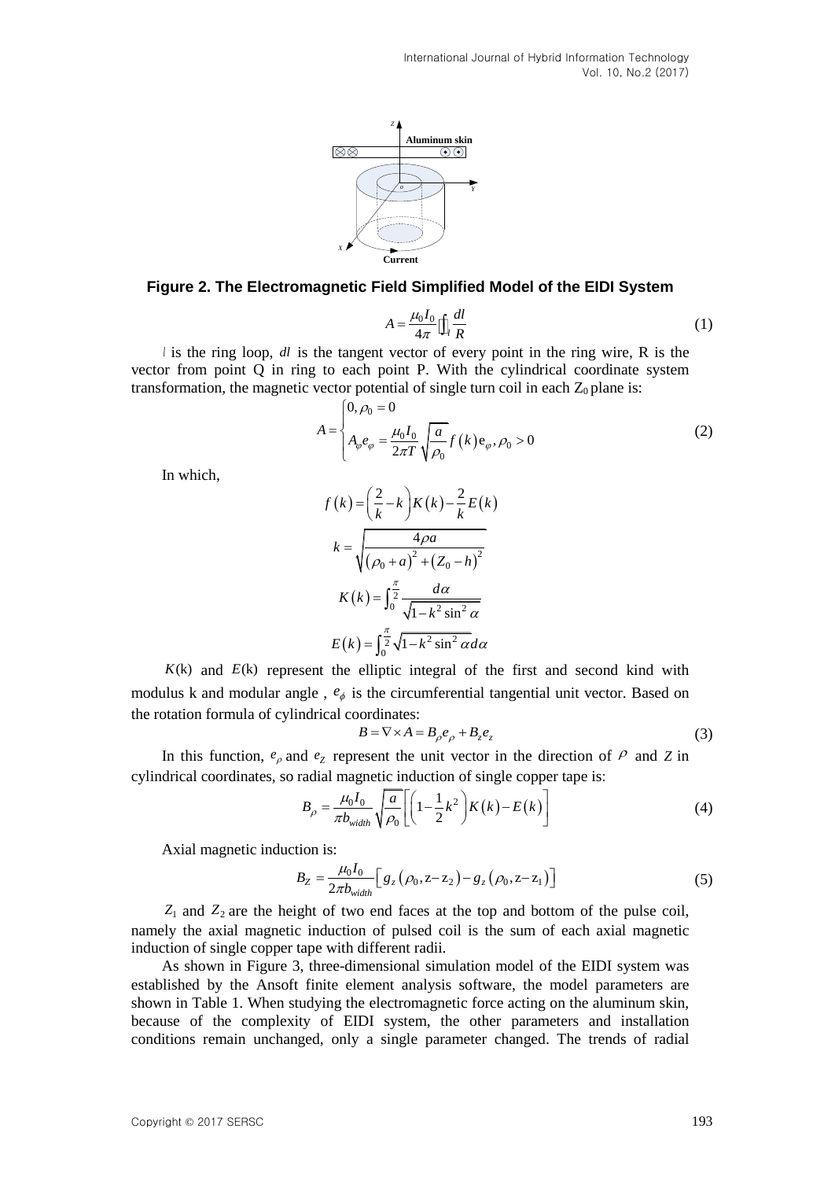**Figure 2. The Electromagnetic Field Simplified Model of the EIDI System**

$$A = \frac{\mu_0 I_0}{4\pi} \oint_l \frac{dl}{R} \tag{1}$$

$l$ is the ring loop, $dl$ is the tangent vector of every point in the ring wire, R is the vector from point Q in ring to each point P. With the cylindrical coordinate system transformation, the magnetic vector potential of single turn coil in each $Z_0$ plane is:

$$A = \begin{cases} 0, \rho_0 = 0 \\ A_\varphi e_\varphi = \dfrac{\mu_0 I_0}{2\pi T} \sqrt{\dfrac{a}{\rho_0}} f(k) e_\varphi, \rho_0 > 0 \end{cases} \tag{2}$$

In which,

$$f(k) = \left(\frac{2}{k} - k\right) K(k) - \frac{2}{k} E(k)$$

$$k = \sqrt{\frac{4\rho a}{(\rho_0 + a)^2 + (Z_0 - h)^2}}$$

$$K(k) = \int_0^{\frac{\pi}{2}} \frac{d\alpha}{\sqrt{1 - k^2 \sin^2 \alpha}}$$

$$E(k) = \int_0^{\frac{\pi}{2}} \sqrt{1 - k^2 \sin^2 \alpha}\, d\alpha$$

$K(k)$ and $E(k)$ represent the elliptic integral of the first and second kind with modulus k and modular angle , $e_\phi$ is the circumferential tangential unit vector. Based on the rotation formula of cylindrical coordinates:

$$B = \nabla \times A = B_\rho e_\rho + B_z e_z \tag{3}$$

In this function, $e_\rho$ and $e_Z$ represent the unit vector in the direction of $\rho$ and $Z$ in cylindrical coordinates, so radial magnetic induction of single copper tape is:

$$B_\rho = \frac{\mu_0 I_0}{\pi b_{width}} \sqrt{\frac{a}{\rho_0}} \left[ \left(1 - \frac{1}{2} k^2\right) K(k) - E(k) \right] \tag{4}$$

Axial magnetic induction is:

$$B_Z = \frac{\mu_0 I_0}{2\pi b_{width}} \left[ g_z(\rho_0, z - z_2) - g_z(\rho_0, z - z_1) \right] \tag{5}$$

$Z_1$ and $Z_2$ are the height of two end faces at the top and bottom of the pulse coil, namely the axial magnetic induction of pulsed coil is the sum of each axial magnetic induction of single copper tape with different radii.

As shown in Figure 3, three-dimensional simulation model of the EIDI system was established by the Ansoft finite element analysis software, the model parameters are shown in Table 1. When studying the electromagnetic force acting on the aluminum skin, because of the complexity of EIDI system, the other parameters and installation conditions remain unchanged, only a single parameter changed. The trends of radial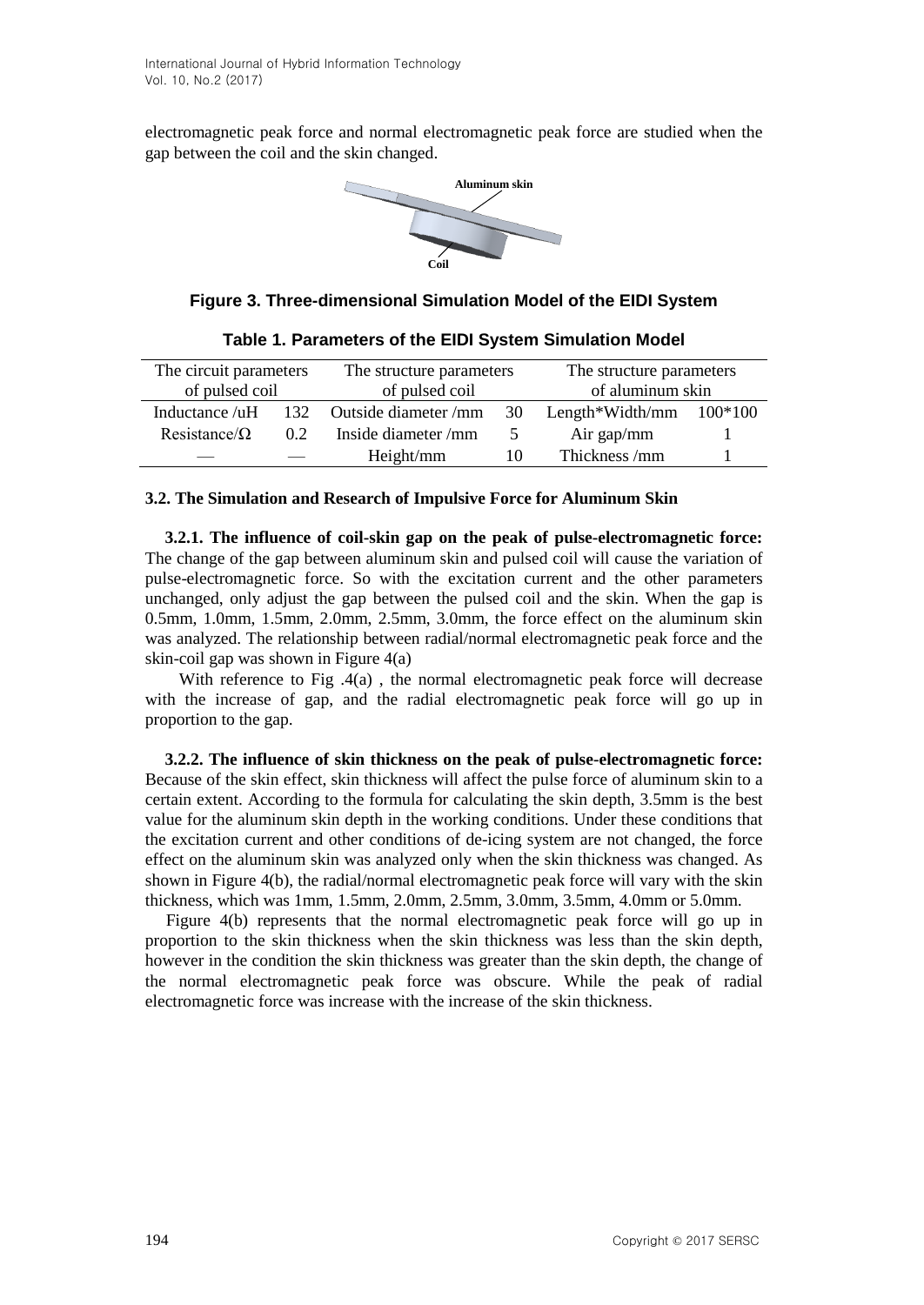electromagnetic peak force and normal electromagnetic peak force are studied when the gap between the coil and the skin changed.

**Figure 3. Three-dimensional Simulation Model of the EIDI System**

**Table 1. Parameters of the EIDI System Simulation Model**

| The circuit parameters of pulsed coil | | The structure parameters of pulsed coil | | The structure parameters of aluminum skin | |
|---|---|---|---|---|---|
| Inductance /uH | 132 | Outside diameter /mm | 30 | Length*Width/mm | 100*100 |
| Resistance/Ω | 0.2 | Inside diameter /mm | 5 | Air gap/mm | 1 |
| — | — | Height/mm | 10 | Thickness /mm | 1 |

**3.2. The Simulation and Research of Impulsive Force for Aluminum Skin**

**3.2.1. The influence of coil-skin gap on the peak of pulse-electromagnetic force:** The change of the gap between aluminum skin and pulsed coil will cause the variation of pulse-electromagnetic force. So with the excitation current and the other parameters unchanged, only adjust the gap between the pulsed coil and the skin. When the gap is 0.5mm, 1.0mm, 1.5mm, 2.0mm, 2.5mm, 3.0mm, the force effect on the aluminum skin was analyzed. The relationship between radial/normal electromagnetic peak force and the skin-coil gap was shown in Figure 4(a)

With reference to Fig .4(a) , the normal electromagnetic peak force will decrease with the increase of gap, and the radial electromagnetic peak force will go up in proportion to the gap.

**3.2.2. The influence of skin thickness on the peak of pulse-electromagnetic force:** Because of the skin effect, skin thickness will affect the pulse force of aluminum skin to a certain extent. According to the formula for calculating the skin depth, 3.5mm is the best value for the aluminum skin depth in the working conditions. Under these conditions that the excitation current and other conditions of de-icing system are not changed, the force effect on the aluminum skin was analyzed only when the skin thickness was changed. As shown in Figure 4(b), the radial/normal electromagnetic peak force will vary with the skin thickness, which was 1mm, 1.5mm, 2.0mm, 2.5mm, 3.0mm, 3.5mm, 4.0mm or 5.0mm.

Figure 4(b) represents that the normal electromagnetic peak force will go up in proportion to the skin thickness when the skin thickness was less than the skin depth, however in the condition the skin thickness was greater than the skin depth, the change of the normal electromagnetic peak force was obscure. While the peak of radial electromagnetic force was increase with the increase of the skin thickness.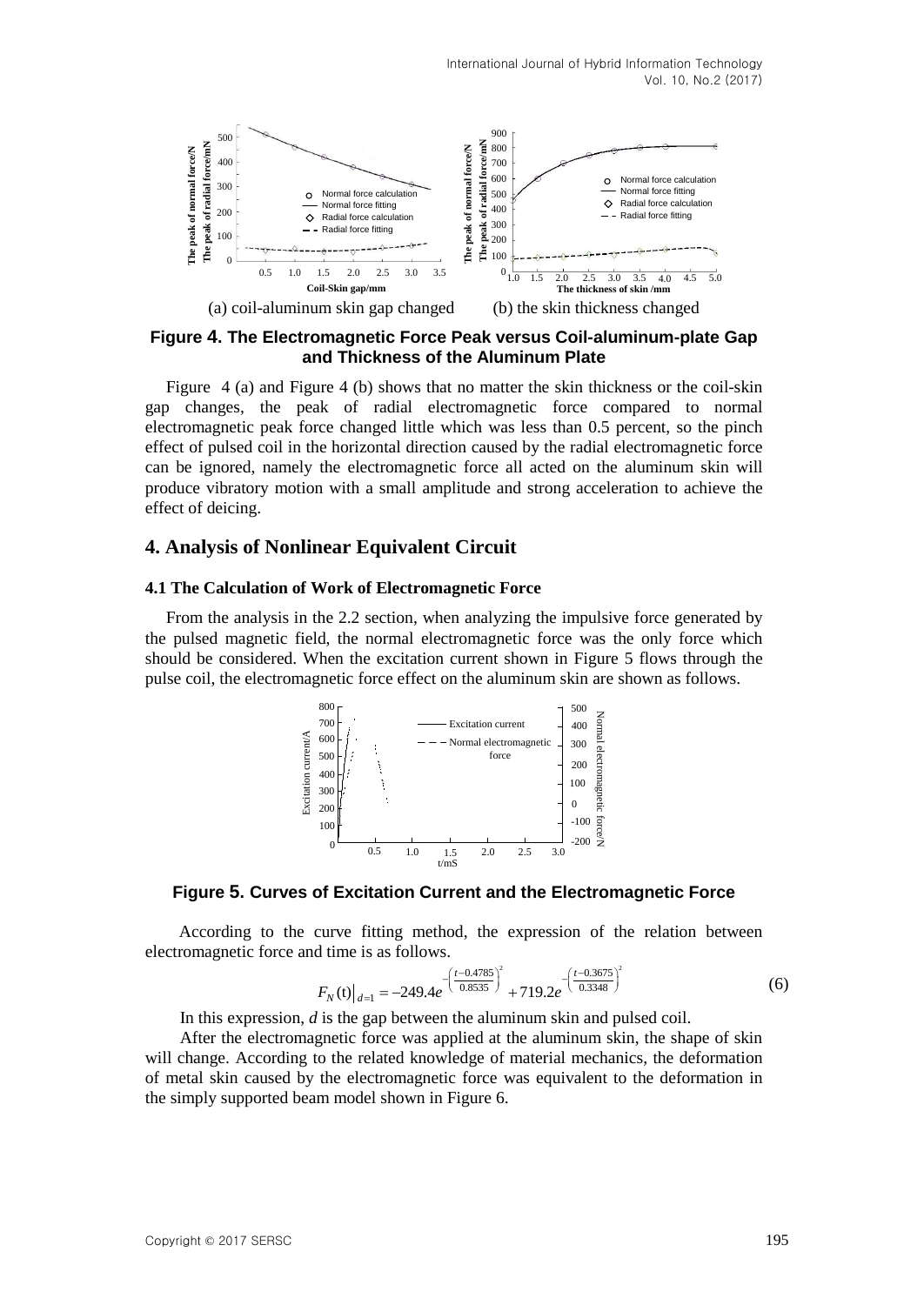(a) coil-aluminum skin gap changed (b) the skin thickness changed

**Figure 4. The Electromagnetic Force Peak versus Coil-aluminum-plate Gap and Thickness of the Aluminum Plate**

Figure 4 (a) and Figure 4 (b) shows that no matter the skin thickness or the coil-skin gap changes, the peak of radial electromagnetic force compared to normal electromagnetic peak force changed little which was less than 0.5 percent, so the pinch effect of pulsed coil in the horizontal direction caused by the radial electromagnetic force can be ignored, namely the electromagnetic force all acted on the aluminum skin will produce vibratory motion with a small amplitude and strong acceleration to achieve the effect of deicing.

## 4. Analysis of Nonlinear Equivalent Circuit

### 4.1 The Calculation of Work of Electromagnetic Force

From the analysis in the 2.2 section, when analyzing the impulsive force generated by the pulsed magnetic field, the normal electromagnetic force was the only force which should be considered. When the excitation current shown in Figure 5 flows through the pulse coil, the electromagnetic force effect on the aluminum skin are shown as follows.

**Figure 5. Curves of Excitation Current and the Electromagnetic Force**

According to the curve fitting method, the expression of the relation between electromagnetic force and time is as follows.

$$F_N(\mathrm{t})\big|_{d=1} = -249.4e^{-\left(\frac{t-0.4785}{0.8535}\right)^2} + 719.2e^{-\left(\frac{t-0.3675}{0.3348}\right)^2} \tag{6}$$

In this expression, $d$ is the gap between the aluminum skin and pulsed coil.

After the electromagnetic force was applied at the aluminum skin, the shape of skin will change. According to the related knowledge of material mechanics, the deformation of metal skin caused by the electromagnetic force was equivalent to the deformation in the simply supported beam model shown in Figure 6.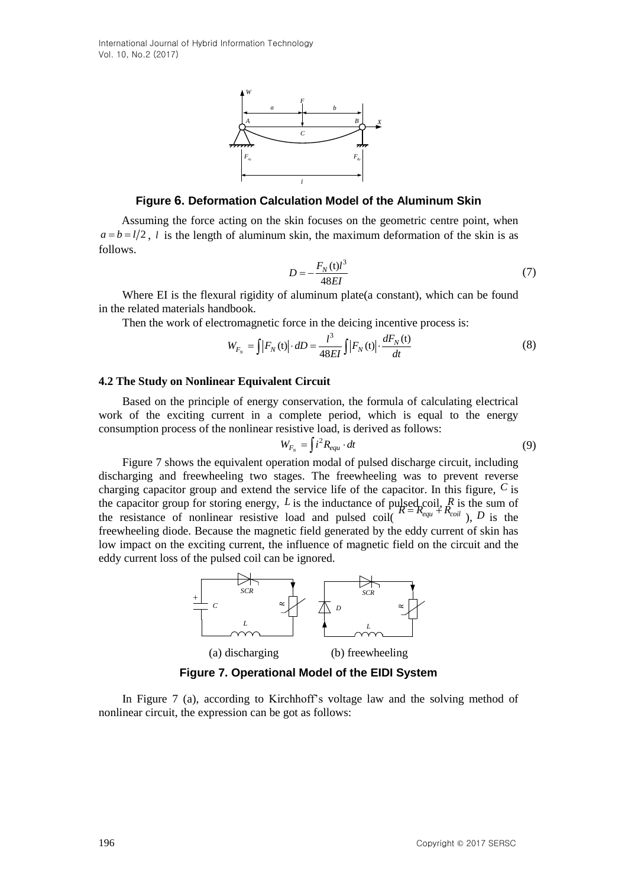**Figure 6. Deformation Calculation Model of the Aluminum Skin**

Assuming the force acting on the skin focuses on the geometric centre point, when $a = b = l/2$, $l$ is the length of aluminum skin, the maximum deformation of the skin is as follows.

$$D = -\frac{F_N(\mathrm{t})l^3}{48EI} \tag{7}$$

Where EI is the flexural rigidity of aluminum plate(a constant), which can be found in the related materials handbook.

Then the work of electromagnetic force in the deicing incentive process is:

$$W_{F_N} = \int |F_N(\mathrm{t})| \cdot dD = \frac{l^3}{48EI} \int |F_N(\mathrm{t})| \cdot \frac{dF_N(\mathrm{t})}{dt} \tag{8}$$

### 4.2 The Study on Nonlinear Equivalent Circuit

Based on the principle of energy conservation, the formula of calculating electrical work of the exciting current in a complete period, which is equal to the energy consumption process of the nonlinear resistive load, is derived as follows:

$$W_{F_N} = \int i^2 R_{equ} \cdot dt \tag{9}$$

Figure 7 shows the equivalent operation modal of pulsed discharge circuit, including discharging and freewheeling two stages. The freewheeling was to prevent reverse charging capacitor group and extend the service life of the capacitor. In this figure, $C$ is the capacitor group for storing energy, $L$ is the inductance of pulsed coil, $R$ is the sum of the resistance of nonlinear resistive load and pulsed coil( $R = R_{equ} + R_{coil}$ ), $D$ is the freewheeling diode. Because the magnetic field generated by the eddy current of skin has low impact on the exciting current, the influence of magnetic field on the circuit and the eddy current loss of the pulsed coil can be ignored.

(a) discharging (b) freewheeling

**Figure 7. Operational Model of the EIDI System**

In Figure 7 (a), according to Kirchhoff's voltage law and the solving method of nonlinear circuit, the expression can be got as follows: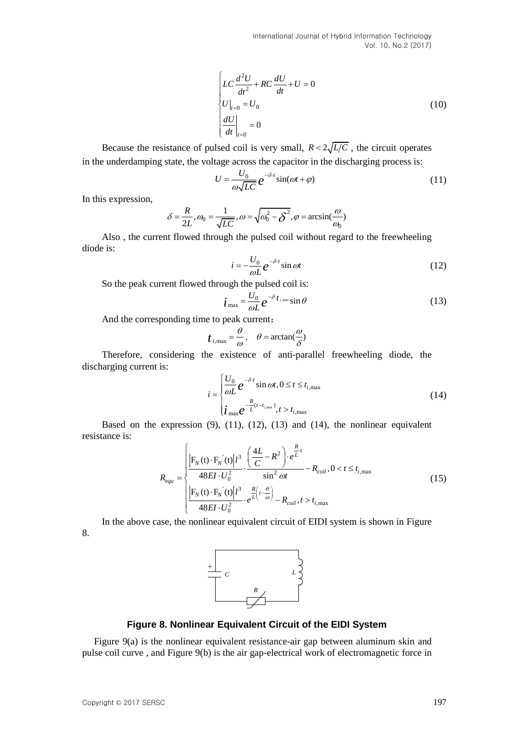$$
\begin{cases}
LC\dfrac{d^2U}{dt^2}+RC\dfrac{dU}{dt}+U=0 \\
U\big|_{t=0}=U_0 \\
\dfrac{dU}{dt}\bigg|_{t=0}=0
\end{cases}
\tag{10}
$$

Because the resistance of pulsed coil is very small, $R<2\sqrt{L/C}$, the circuit operates in the underdamping state, the voltage across the capacitor in the discharging process is:

$$
U=\frac{U_0}{\omega\sqrt{LC}}e^{-\delta\cdot t}\sin(\omega t+\varphi)
\tag{11}
$$

In this expression,

$$
\delta=\frac{R}{2L},\omega_0=\frac{1}{\sqrt{LC}},\omega=\sqrt{\omega_0^2-\delta^2},\varphi=\arcsin(\frac{\omega}{\omega_0})
$$

Also , the current flowed through the pulsed coil without regard to the freewheeling diode is:

$$
i=-\frac{U_0}{\omega L}e^{-\delta\cdot t}\sin\omega t
\tag{12}
$$

So the peak current flowed through the pulsed coil is:

$$
i_{\max}=\frac{U_0}{\omega L}e^{-\delta\cdot t_{i,\max}}\sin\theta
\tag{13}
$$

And the corresponding time to peak current：

$$
t_{i,\max}=\frac{\theta}{\omega},\quad \theta=\arctan(\frac{\omega}{\delta})
$$

Therefore, considering the existence of anti-parallel freewheeling diode, the discharging current is:

$$
i=\begin{cases}
\dfrac{U_0}{\omega L}e^{-\delta\cdot t}\sin\omega t, 0\le t\le t_{i,\max} \\
i_{\max}e^{-\frac{R}{L}(t-t_{i,\max})}, t>t_{i,\max}
\end{cases}
\tag{14}
$$

Based on the expression (9), (11), (12), (13) and (14), the nonlinear equivalent resistance is:

$$
R_{equ}=\begin{cases}
\dfrac{\left|\mathrm{F}_N(\mathrm{t})\cdot\mathrm{F}_N^{'}(\mathrm{t})\right|l^3}{48EI\cdot U_0^2}\cdot\dfrac{\left(\dfrac{4L}{C}-R^2\right)\cdot e^{\frac{R}{L}\cdot t}}{\sin^2\omega t}-R_{coil}, 0<t\le t_{i,\max} \\
\dfrac{\left|\mathrm{F}_N(\mathrm{t})\cdot\mathrm{F}_N^{'}(\mathrm{t})\right|l^3}{48EI\cdot U_0^2}\cdot e^{\frac{R}{L}\left(t-\frac{\theta}{\omega}\right)}-R_{coil}, t>t_{i,\max}
\end{cases}
\tag{15}
$$

In the above case, the nonlinear equivalent circuit of EIDI system is shown in Figure 8.

**Figure 8. Nonlinear Equivalent Circuit of the EIDI System**

Figure 9(a) is the nonlinear equivalent resistance-air gap between aluminum skin and pulse coil curve , and Figure 9(b) is the air gap-electrical work of electromagnetic force in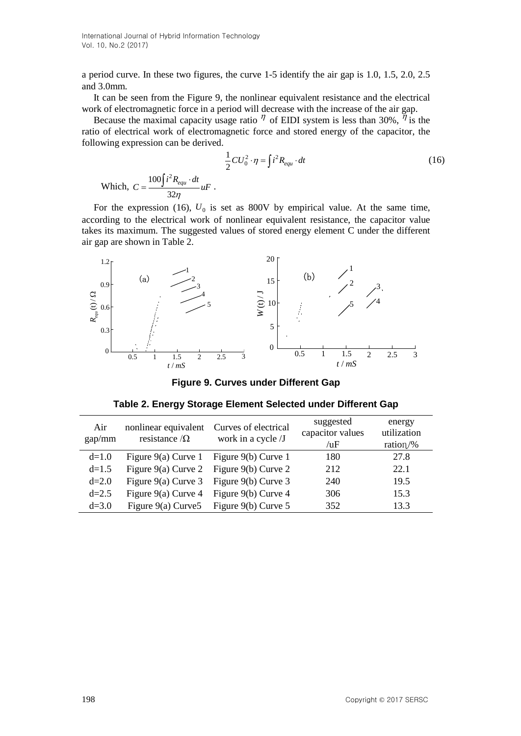a period curve. In these two figures, the curve 1-5 identify the air gap is 1.0, 1.5, 2.0, 2.5 and 3.0mm.

It can be seen from the Figure 9, the nonlinear equivalent resistance and the electrical work of electromagnetic force in a period will decrease with the increase of the air gap.

Because the maximal capacity usage ratio $\eta$ of EIDI system is less than 30%, $\eta$ is the ratio of electrical work of electromagnetic force and stored energy of the capacitor, the following expression can be derived.

$$\frac{1}{2}CU_0^2 \cdot \eta = \int i^2 R_{equ} \cdot dt \tag{16}$$

Which, $C = \dfrac{100\int i^2 R_{equ} \cdot dt}{32\eta} uF$ .

For the expression (16), $U_0$ is set as 800V by empirical value. At the same time, according to the electrical work of nonlinear equivalent resistance, the capacitor value takes its maximum. The suggested values of stored energy element C under the different air gap are shown in Table 2.

**Figure 9. Curves under Different Gap**

**Table 2. Energy Storage Element Selected under Different Gap**

| Air gap/mm | nonlinear equivalent resistance /Ω | Curves of electrical work in a cycle /J | suggested capacitor values /uF | energy utilization ratio$\eta$/% |
|---|---|---|---|---|
| d=1.0 | Figure 9(a) Curve 1 | Figure 9(b) Curve 1 | 180 | 27.8 |
| d=1.5 | Figure 9(a) Curve 2 | Figure 9(b) Curve 2 | 212 | 22.1 |
| d=2.0 | Figure 9(a) Curve 3 | Figure 9(b) Curve 3 | 240 | 19.5 |
| d=2.5 | Figure 9(a) Curve 4 | Figure 9(b) Curve 4 | 306 | 15.3 |
| d=3.0 | Figure 9(a) Curve5 | Figure 9(b) Curve 5 | 352 | 13.3 |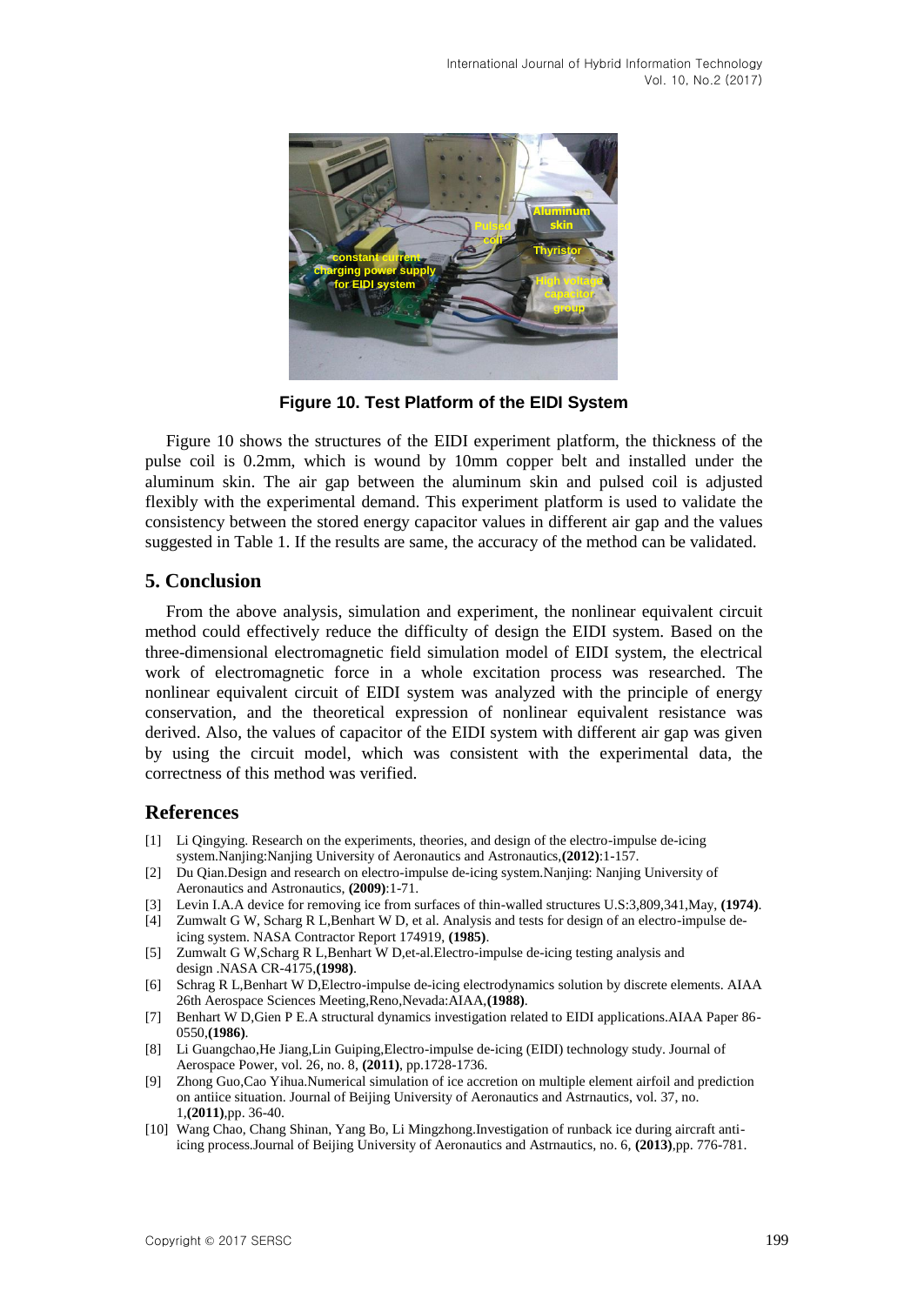**Figure 10. Test Platform of the EIDI System**

Figure 10 shows the structures of the EIDI experiment platform, the thickness of the pulse coil is 0.2mm, which is wound by 10mm copper belt and installed under the aluminum skin. The air gap between the aluminum skin and pulsed coil is adjusted flexibly with the experimental demand. This experiment platform is used to validate the consistency between the stored energy capacitor values in different air gap and the values suggested in Table 1. If the results are same, the accuracy of the method can be validated.

## 5. Conclusion

From the above analysis, simulation and experiment, the nonlinear equivalent circuit method could effectively reduce the difficulty of design the EIDI system. Based on the three-dimensional electromagnetic field simulation model of EIDI system, the electrical work of electromagnetic force in a whole excitation process was researched. The nonlinear equivalent circuit of EIDI system was analyzed with the principle of energy conservation, and the theoretical expression of nonlinear equivalent resistance was derived. Also, the values of capacitor of the EIDI system with different air gap was given by using the circuit model, which was consistent with the experimental data, the correctness of this method was verified.

## References

[1] Li Qingying. Research on the experiments, theories, and design of the electro-impulse de-icing system.Nanjing:Nanjing University of Aeronautics and Astronautics,**(2012)**:1-157.

[2] Du Qian.Design and research on electro-impulse de-icing system.Nanjing: Nanjing University of Aeronautics and Astronautics, **(2009)**:1-71.

[3] Levin I.A.A device for removing ice from surfaces of thin-walled structures U.S:3,809,341,May, **(1974)**.

[4] Zumwalt G W, Scharg R L,Benhart W D, et al. Analysis and tests for design of an electro-impulse de-icing system. NASA Contractor Report 174919, **(1985)**.

[5] Zumwalt G W,Scharg R L,Benhart W D,et-al.Electro-impulse de-icing testing analysis and design .NASA CR-4175,**(1998)**.

[6] Schrag R L,Benhart W D,Electro-impulse de-icing electrodynamics solution by discrete elements. AIAA 26th Aerospace Sciences Meeting,Reno,Nevada:AIAA,**(1988)**.

[7] Benhart W D,Gien P E.A structural dynamics investigation related to EIDI applications.AIAA Paper 86-0550,**(1986)**.

[8] Li Guangchao,He Jiang,Lin Guiping,Electro-impulse de-icing (EIDI) technology study. Journal of Aerospace Power, vol. 26, no. 8, **(2011)**, pp.1728-1736.

[9] Zhong Guo,Cao Yihua.Numerical simulation of ice accretion on multiple element airfoil and prediction on antiice situation. Journal of Beijing University of Aeronautics and Astrnautics, vol. 37, no. 1,**(2011)**,pp. 36-40.

[10] Wang Chao, Chang Shinan, Yang Bo, Li Mingzhong.Investigation of runback ice during aircraft anti-icing process.Journal of Beijing University of Aeronautics and Astrnautics, no. 6, **(2013)**,pp. 776-781.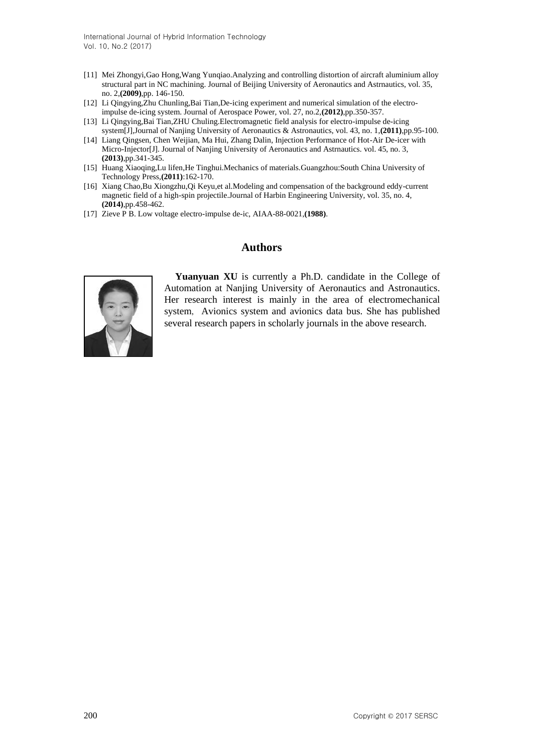[11] Mei Zhongyi,Gao Hong,Wang Yunqiao.Analyzing and controlling distortion of aircraft aluminium alloy structural part in NC machining. Journal of Beijing University of Aeronautics and Astrnautics, vol. 35, no. 2,**(2009)**,pp. 146-150.

[12] Li Qingying,Zhu Chunling,Bai Tian,De-icing experiment and numerical simulation of the electro-impulse de-icing system. Journal of Aerospace Power, vol. 27, no.2,**(2012)**,pp.350-357.

[13] Li Qingying,Bai Tian,ZHU Chuling.Electromagnetic field analysis for electro-impulse de-icing system[J],Journal of Nanjing University of Aeronautics & Astronautics, vol. 43, no. 1,**(2011)**,pp.95-100.

[14] Liang Qingsen, Chen Weijian, Ma Hui, Zhang Dalin, Injection Performance of Hot-Air De-icer with Micro-Injector[J]. Journal of Nanjing University of Aeronautics and Astrnautics. vol. 45, no. 3, **(2013)**,pp.341-345.

[15] Huang Xiaoqing,Lu lifen,He Tinghui.Mechanics of materials.Guangzhou:South China University of Technology Press,**(2011)**:162-170.

[16] Xiang Chao,Bu Xiongzhu,Qi Keyu,et al.Modeling and compensation of the background eddy-current magnetic field of a high-spin projectile.Journal of Harbin Engineering University, vol. 35, no. 4, **(2014)**,pp.458-462.

[17] Zieve P B. Low voltage electro-impulse de-ic, AIAA-88-0021,**(1988)**.

## Authors

**Yuanyuan XU** is currently a Ph.D. candidate in the College of Automation at Nanjing University of Aeronautics and Astronautics. Her research interest is mainly in the area of electromechanical system, Avionics system and avionics data bus. She has published several research papers in scholarly journals in the above research.